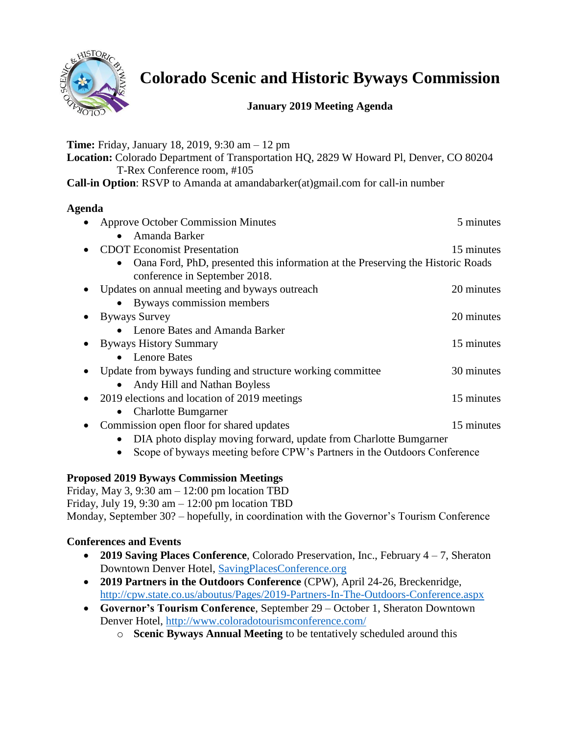# Colorado Scenic and Historic Byways Commission

## January 2019 Meeting Agenda

**Time:** Friday, January 18, 2019, 9:30 am – 12 pm
**Location:** Colorado Department of Transportation HQ, 2829 W Howard Pl, Denver, CO 80204
T-Rex Conference room, #105
**Call-in Option**: RSVP to Amanda at amandabarker(at)gmail.com for call-in number

### Agenda

- Approve October Commission Minutes — 5 minutes
  - Amanda Barker
- CDOT Economist Presentation — 15 minutes
  - Oana Ford, PhD, presented this information at the Preserving the Historic Roads conference in September 2018.
- Updates on annual meeting and byways outreach — 20 minutes
  - Byways commission members
- Byways Survey — 20 minutes
  - Lenore Bates and Amanda Barker
- Byways History Summary — 15 minutes
  - Lenore Bates
- Update from byways funding and structure working committee — 30 minutes
  - Andy Hill and Nathan Boyless
- 2019 elections and location of 2019 meetings — 15 minutes
  - Charlotte Bumgarner
- Commission open floor for shared updates — 15 minutes
  - DIA photo display moving forward, update from Charlotte Bumgarner
  - Scope of byways meeting before CPW's Partners in the Outdoors Conference

### Proposed 2019 Byways Commission Meetings

Friday, May 3, 9:30 am – 12:00 pm location TBD
Friday, July 19, 9:30 am – 12:00 pm location TBD
Monday, September 30? – hopefully, in coordination with the Governor's Tourism Conference

### Conferences and Events

- **2019 Saving Places Conference**, Colorado Preservation, Inc., February 4 – 7, Sheraton Downtown Denver Hotel, SavingPlacesConference.org
- **2019 Partners in the Outdoors Conference** (CPW), April 24-26, Breckenridge, http://cpw.state.co.us/aboutus/Pages/2019-Partners-In-The-Outdoors-Conference.aspx
- **Governor's Tourism Conference**, September 29 – October 1, Sheraton Downtown Denver Hotel, http://www.coloradotourismconference.com/
  - **Scenic Byways Annual Meeting** to be tentatively scheduled around this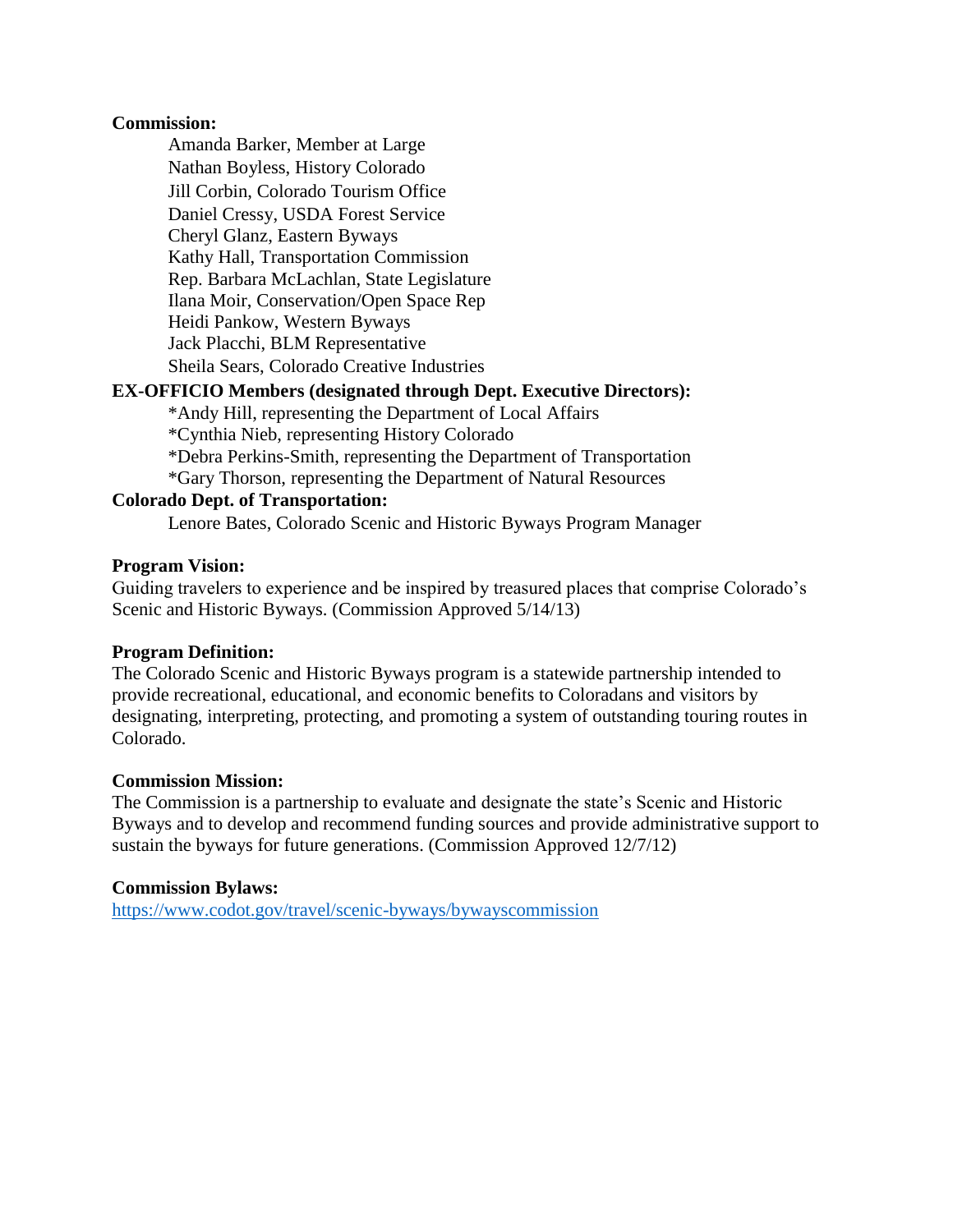**Commission:**

Amanda Barker, Member at Large
Nathan Boyless, History Colorado
Jill Corbin, Colorado Tourism Office
Daniel Cressy, USDA Forest Service
Cheryl Glanz, Eastern Byways
Kathy Hall, Transportation Commission
Rep. Barbara McLachlan, State Legislature
Ilana Moir, Conservation/Open Space Rep
Heidi Pankow, Western Byways
Jack Placchi, BLM Representative
Sheila Sears, Colorado Creative Industries

**EX-OFFICIO Members (designated through Dept. Executive Directors):**

*Andy Hill, representing the Department of Local Affairs
*Cynthia Nieb, representing History Colorado
*Debra Perkins-Smith, representing the Department of Transportation
*Gary Thorson, representing the Department of Natural Resources

**Colorado Dept. of Transportation:**

Lenore Bates, Colorado Scenic and Historic Byways Program Manager

**Program Vision:**
Guiding travelers to experience and be inspired by treasured places that comprise Colorado's Scenic and Historic Byways. (Commission Approved 5/14/13)

**Program Definition:**
The Colorado Scenic and Historic Byways program is a statewide partnership intended to provide recreational, educational, and economic benefits to Coloradans and visitors by designating, interpreting, protecting, and promoting a system of outstanding touring routes in Colorado.

**Commission Mission:**
The Commission is a partnership to evaluate and designate the state's Scenic and Historic Byways and to develop and recommend funding sources and provide administrative support to sustain the byways for future generations. (Commission Approved 12/7/12)

**Commission Bylaws:**
https://www.codot.gov/travel/scenic-byways/bywayscommission